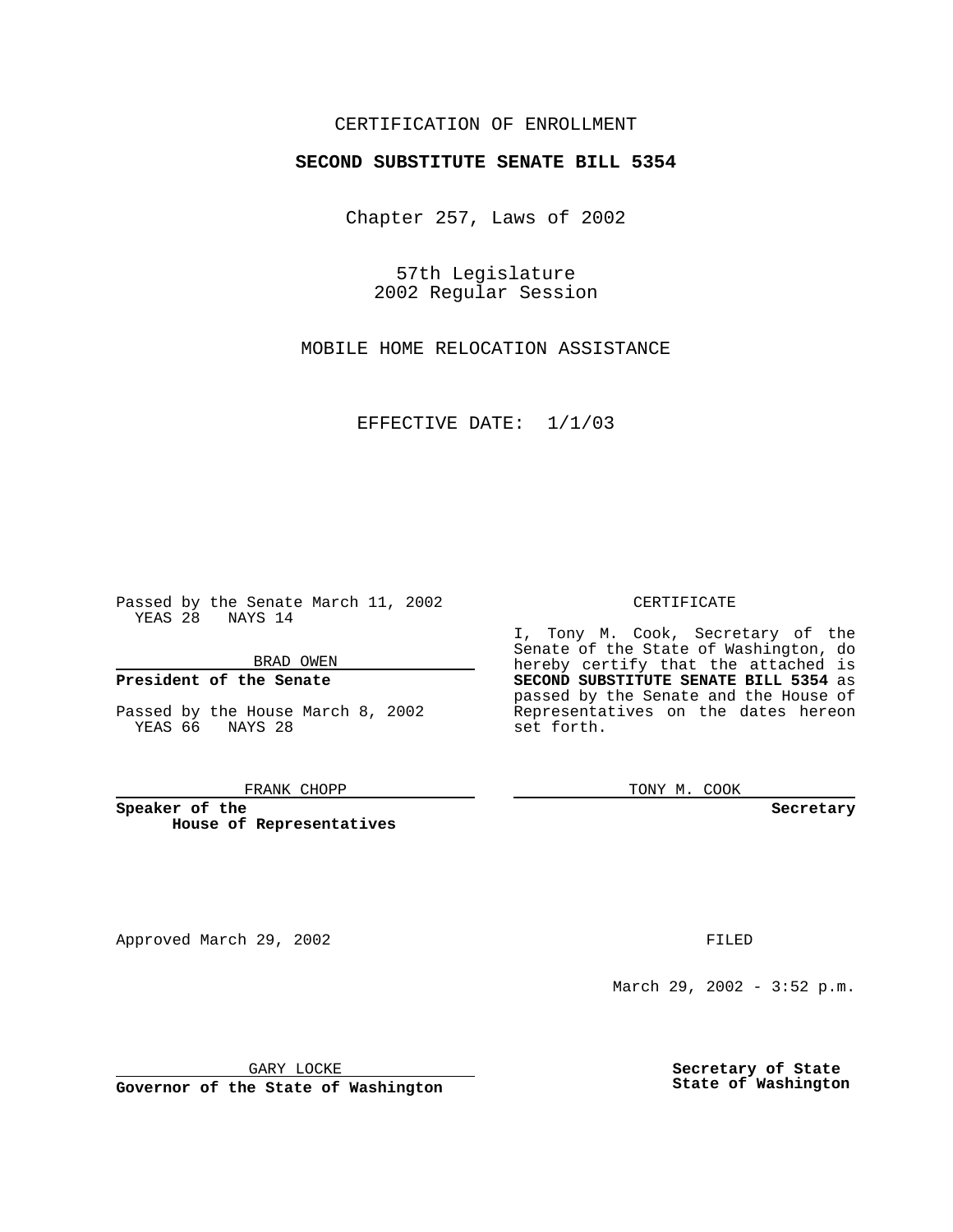CERTIFICATION OF ENROLLMENT

**SECOND SUBSTITUTE SENATE BILL 5354**

Chapter 257, Laws of 2002

57th Legislature
2002 Regular Session

MOBILE HOME RELOCATION ASSISTANCE

EFFECTIVE DATE: 1/1/03

Passed by the Senate March 11, 2002
YEAS 28 NAYS 14

BRAD OWEN

**President of the Senate**

Passed by the House March 8, 2002
YEAS 66 NAYS 28

FRANK CHOPP

**Speaker of the House of Representatives**

CERTIFICATE

I, Tony M. Cook, Secretary of the Senate of the State of Washington, do hereby certify that the attached is **SECOND SUBSTITUTE SENATE BILL 5354** as passed by the Senate and the House of Representatives on the dates hereon set forth.

TONY M. COOK

**Secretary**

Approved March 29, 2002

FILED

March 29, 2002 - 3:52 p.m.

GARY LOCKE

**Governor of the State of Washington**

**Secretary of State**
**State of Washington**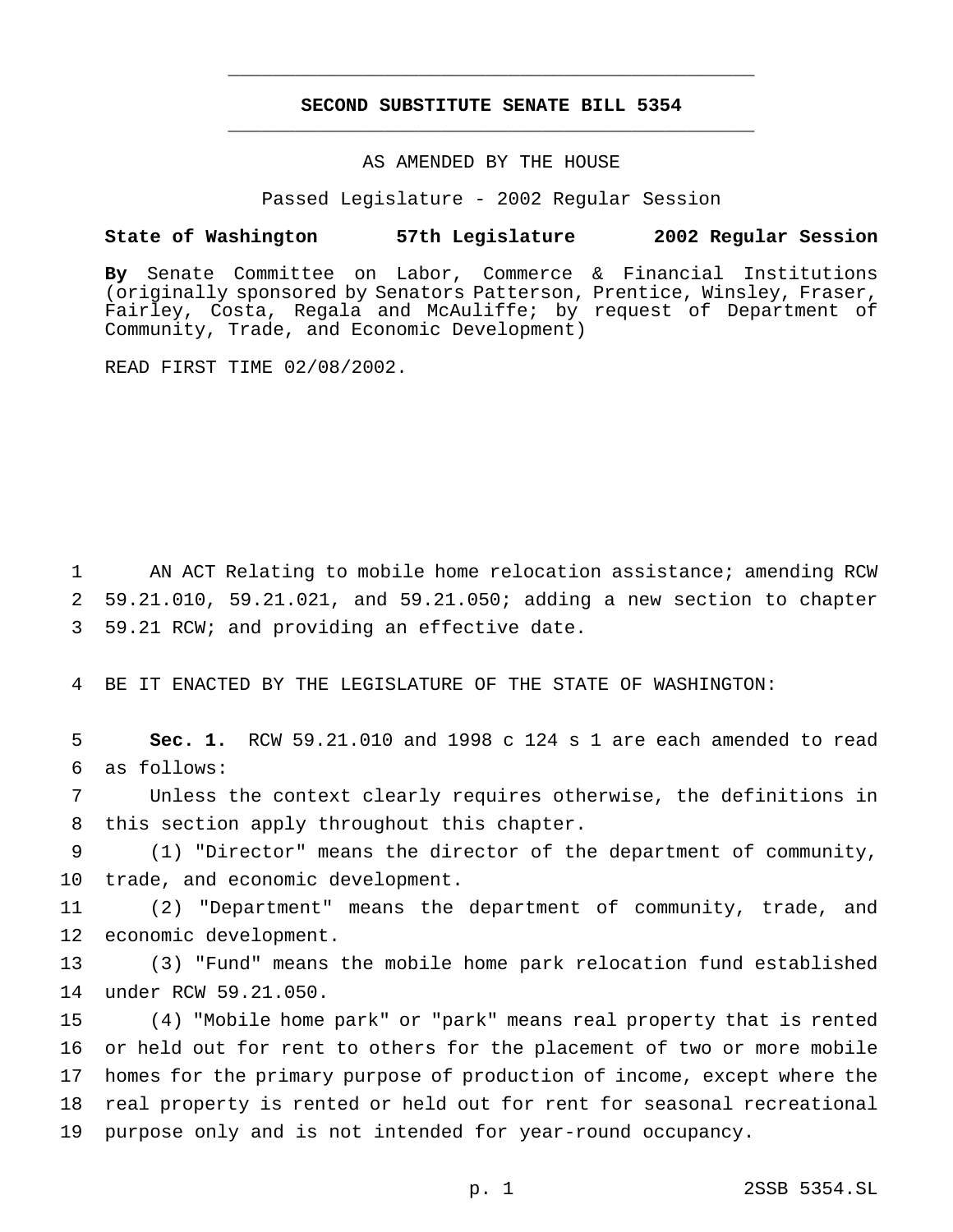# SECOND SUBSTITUTE SENATE BILL 5354

AS AMENDED BY THE HOUSE

Passed Legislature - 2002 Regular Session

**State of Washington 57th Legislature 2002 Regular Session**

**By** Senate Committee on Labor, Commerce & Financial Institutions (originally sponsored by Senators Patterson, Prentice, Winsley, Fraser, Fairley, Costa, Regala and McAuliffe; by request of Department of Community, Trade, and Economic Development)

READ FIRST TIME 02/08/2002.

1 AN ACT Relating to mobile home relocation assistance; amending RCW 2 59.21.010, 59.21.021, and 59.21.050; adding a new section to chapter 3 59.21 RCW; and providing an effective date.

4 BE IT ENACTED BY THE LEGISLATURE OF THE STATE OF WASHINGTON:

5 **Sec. 1.** RCW 59.21.010 and 1998 c 124 s 1 are each amended to read 6 as follows:

7 Unless the context clearly requires otherwise, the definitions in 8 this section apply throughout this chapter.

9 (1) "Director" means the director of the department of community, 10 trade, and economic development.

11 (2) "Department" means the department of community, trade, and 12 economic development.

13 (3) "Fund" means the mobile home park relocation fund established 14 under RCW 59.21.050.

15 (4) "Mobile home park" or "park" means real property that is rented 16 or held out for rent to others for the placement of two or more mobile 17 homes for the primary purpose of production of income, except where the 18 real property is rented or held out for rent for seasonal recreational 19 purpose only and is not intended for year-round occupancy.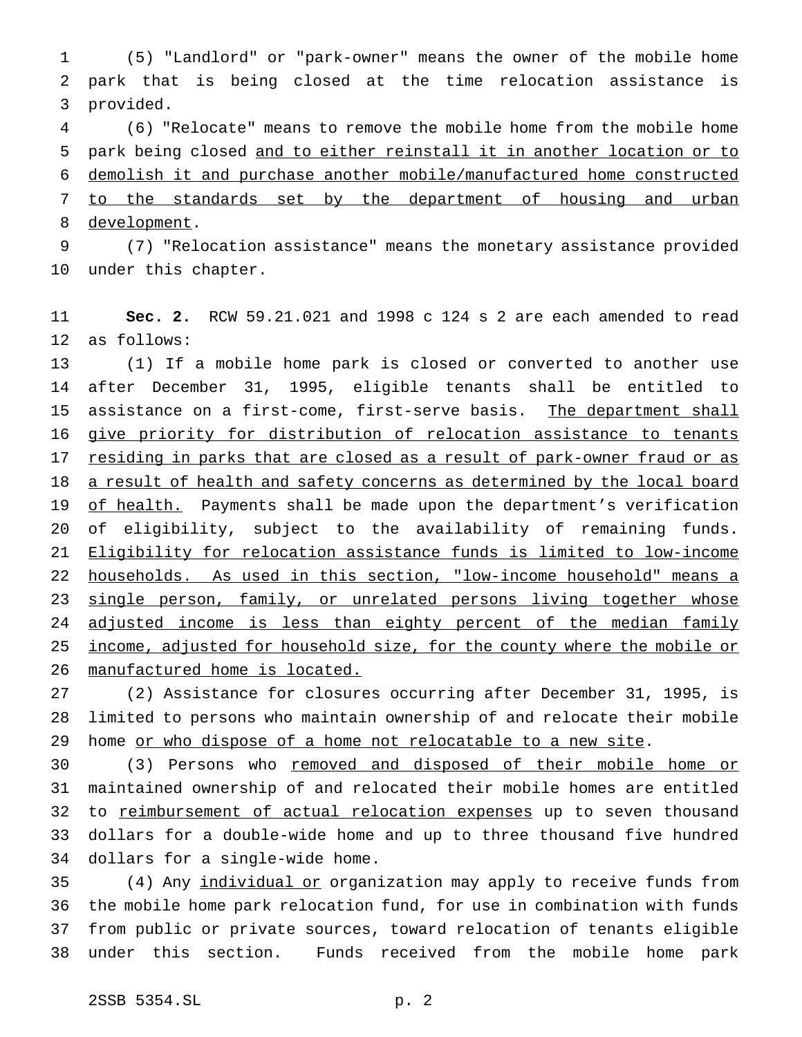(5) "Landlord" or "park-owner" means the owner of the mobile home park that is being closed at the time relocation assistance is provided.

(6) "Relocate" means to remove the mobile home from the mobile home park being closed <u>and to either reinstall it in another location or to demolish it and purchase another mobile/manufactured home constructed to the standards set by the department of housing and urban development</u>.

(7) "Relocation assistance" means the monetary assistance provided under this chapter.

**Sec. 2.** RCW 59.21.021 and 1998 c 124 s 2 are each amended to read as follows:

(1) If a mobile home park is closed or converted to another use after December 31, 1995, eligible tenants shall be entitled to assistance on a first-come, first-serve basis. <u>The department shall give priority for distribution of relocation assistance to tenants residing in parks that are closed as a result of park-owner fraud or as a result of health and safety concerns as determined by the local board of health.</u> Payments shall be made upon the department's verification of eligibility, subject to the availability of remaining funds. <u>Eligibility for relocation assistance funds is limited to low-income households. As used in this section, "low-income household" means a single person, family, or unrelated persons living together whose adjusted income is less than eighty percent of the median family income, adjusted for household size, for the county where the mobile or manufactured home is located.</u>

(2) Assistance for closures occurring after December 31, 1995, is limited to persons who maintain ownership of and relocate their mobile home <u>or who dispose of a home not relocatable to a new site</u>.

(3) Persons who <u>removed and disposed of their mobile home or</u> maintained ownership of and relocated their mobile homes are entitled to <u>reimbursement of actual relocation expenses</u> up to seven thousand dollars for a double-wide home and up to three thousand five hundred dollars for a single-wide home.

(4) Any <u>individual or</u> organization may apply to receive funds from the mobile home park relocation fund, for use in combination with funds from public or private sources, toward relocation of tenants eligible under this section. Funds received from the mobile home park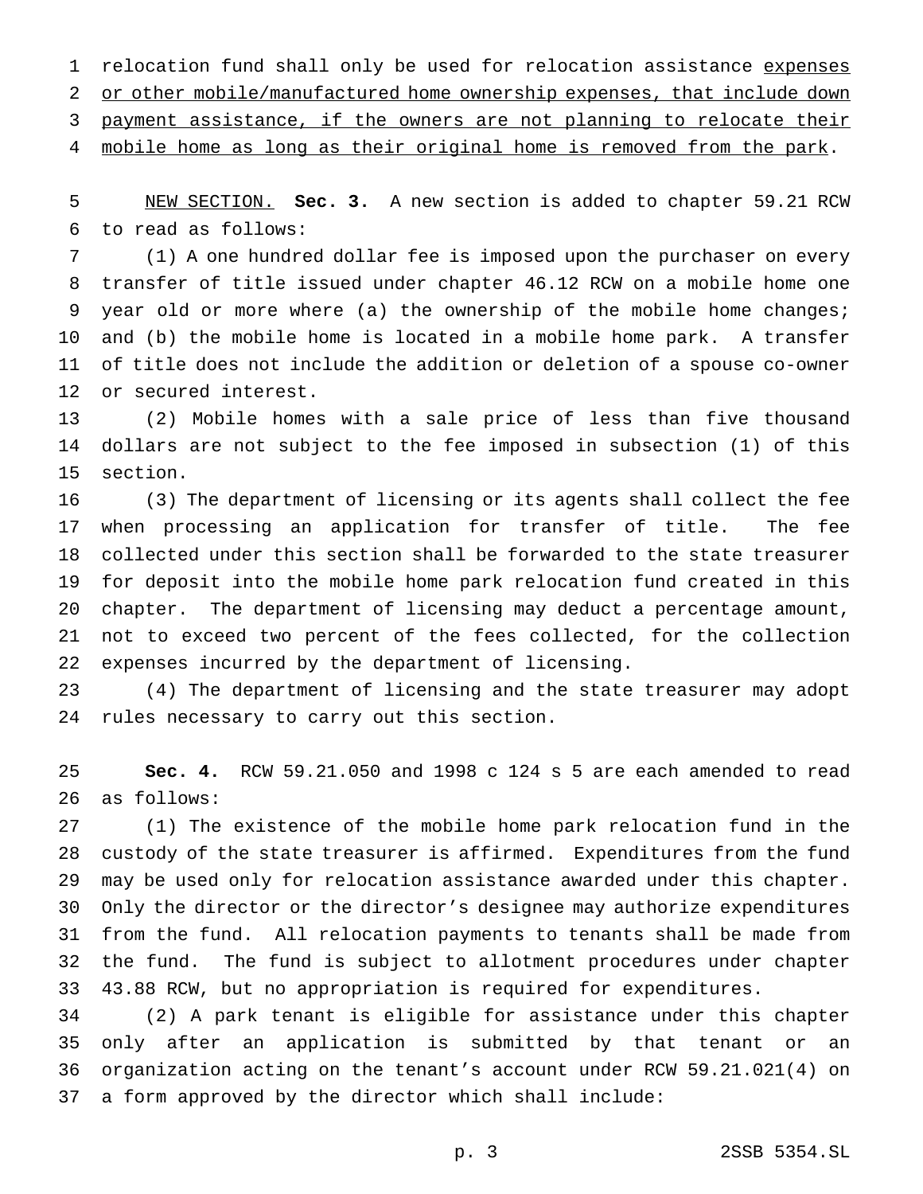relocation fund shall only be used for relocation assistance <u>expenses or other mobile/manufactured home ownership expenses, that include down payment assistance, if the owners are not planning to relocate their mobile home as long as their original home is removed from the park</u>.

<u>NEW SECTION.</u> **Sec. 3.** A new section is added to chapter 59.21 RCW to read as follows:

(1) A one hundred dollar fee is imposed upon the purchaser on every transfer of title issued under chapter 46.12 RCW on a mobile home one year old or more where (a) the ownership of the mobile home changes; and (b) the mobile home is located in a mobile home park. A transfer of title does not include the addition or deletion of a spouse co-owner or secured interest.

(2) Mobile homes with a sale price of less than five thousand dollars are not subject to the fee imposed in subsection (1) of this section.

(3) The department of licensing or its agents shall collect the fee when processing an application for transfer of title. The fee collected under this section shall be forwarded to the state treasurer for deposit into the mobile home park relocation fund created in this chapter. The department of licensing may deduct a percentage amount, not to exceed two percent of the fees collected, for the collection expenses incurred by the department of licensing.

(4) The department of licensing and the state treasurer may adopt rules necessary to carry out this section.

**Sec. 4.** RCW 59.21.050 and 1998 c 124 s 5 are each amended to read as follows:

(1) The existence of the mobile home park relocation fund in the custody of the state treasurer is affirmed. Expenditures from the fund may be used only for relocation assistance awarded under this chapter. Only the director or the director's designee may authorize expenditures from the fund. All relocation payments to tenants shall be made from the fund. The fund is subject to allotment procedures under chapter 43.88 RCW, but no appropriation is required for expenditures.

(2) A park tenant is eligible for assistance under this chapter only after an application is submitted by that tenant or an organization acting on the tenant's account under RCW 59.21.021(4) on a form approved by the director which shall include: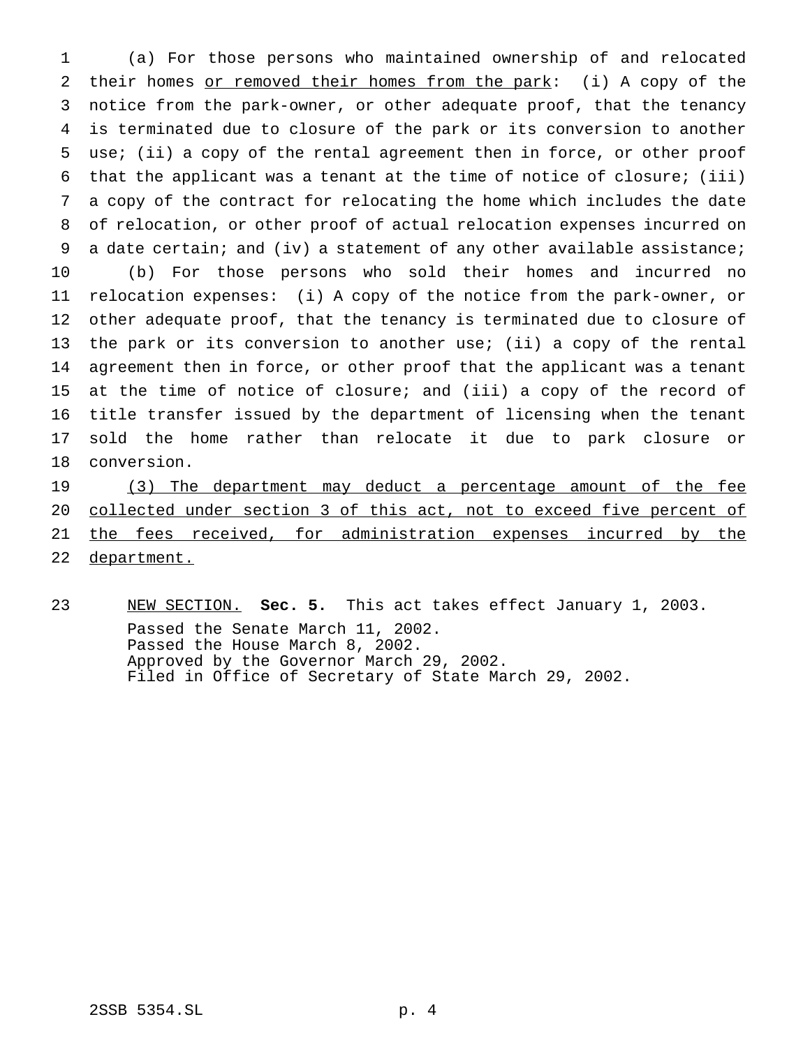(a) For those persons who maintained ownership of and relocated their homes <u>or removed their homes from the park</u>: (i) A copy of the notice from the park-owner, or other adequate proof, that the tenancy is terminated due to closure of the park or its conversion to another use; (ii) a copy of the rental agreement then in force, or other proof that the applicant was a tenant at the time of notice of closure; (iii) a copy of the contract for relocating the home which includes the date of relocation, or other proof of actual relocation expenses incurred on a date certain; and (iv) a statement of any other available assistance;

(b) For those persons who sold their homes and incurred no relocation expenses: (i) A copy of the notice from the park-owner, or other adequate proof, that the tenancy is terminated due to closure of the park or its conversion to another use; (ii) a copy of the rental agreement then in force, or other proof that the applicant was a tenant at the time of notice of closure; and (iii) a copy of the record of title transfer issued by the department of licensing when the tenant sold the home rather than relocate it due to park closure or conversion.

<u>(3) The department may deduct a percentage amount of the fee collected under section 3 of this act, not to exceed five percent of the fees received, for administration expenses incurred by the department.</u>

<u>NEW SECTION.</u> **Sec. 5.** This act takes effect January 1, 2003.

Passed the Senate March 11, 2002.
Passed the House March 8, 2002.
Approved by the Governor March 29, 2002.
Filed in Office of Secretary of State March 29, 2002.